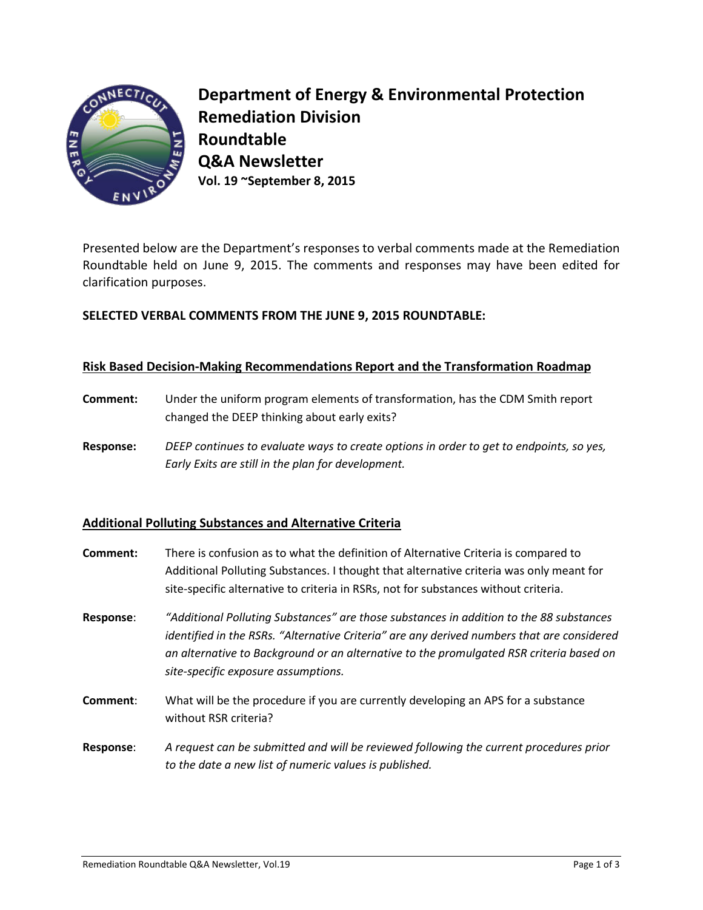# Department of Energy & Environmental Protection Remediation Division Roundtable Q&A Newsletter

**Vol. 19 ~September 8, 2015**

Presented below are the Department's responses to verbal comments made at the Remediation Roundtable held on June 9, 2015. The comments and responses may have been edited for clarification purposes.

**SELECTED VERBAL COMMENTS FROM THE JUNE 9, 2015 ROUNDTABLE:**

## Risk Based Decision-Making Recommendations Report and the Transformation Roadmap

**Comment:** Under the uniform program elements of transformation, has the CDM Smith report changed the DEEP thinking about early exits?

**Response:** *DEEP continues to evaluate ways to create options in order to get to endpoints, so yes, Early Exits are still in the plan for development.*

## Additional Polluting Substances and Alternative Criteria

**Comment:** There is confusion as to what the definition of Alternative Criteria is compared to Additional Polluting Substances. I thought that alternative criteria was only meant for site-specific alternative to criteria in RSRs, not for substances without criteria.

**Response**: *"Additional Polluting Substances" are those substances in addition to the 88 substances identified in the RSRs. "Alternative Criteria" are any derived numbers that are considered an alternative to Background or an alternative to the promulgated RSR criteria based on site-specific exposure assumptions.*

**Comment**: What will be the procedure if you are currently developing an APS for a substance without RSR criteria?

**Response**: *A request can be submitted and will be reviewed following the current procedures prior to the date a new list of numeric values is published.*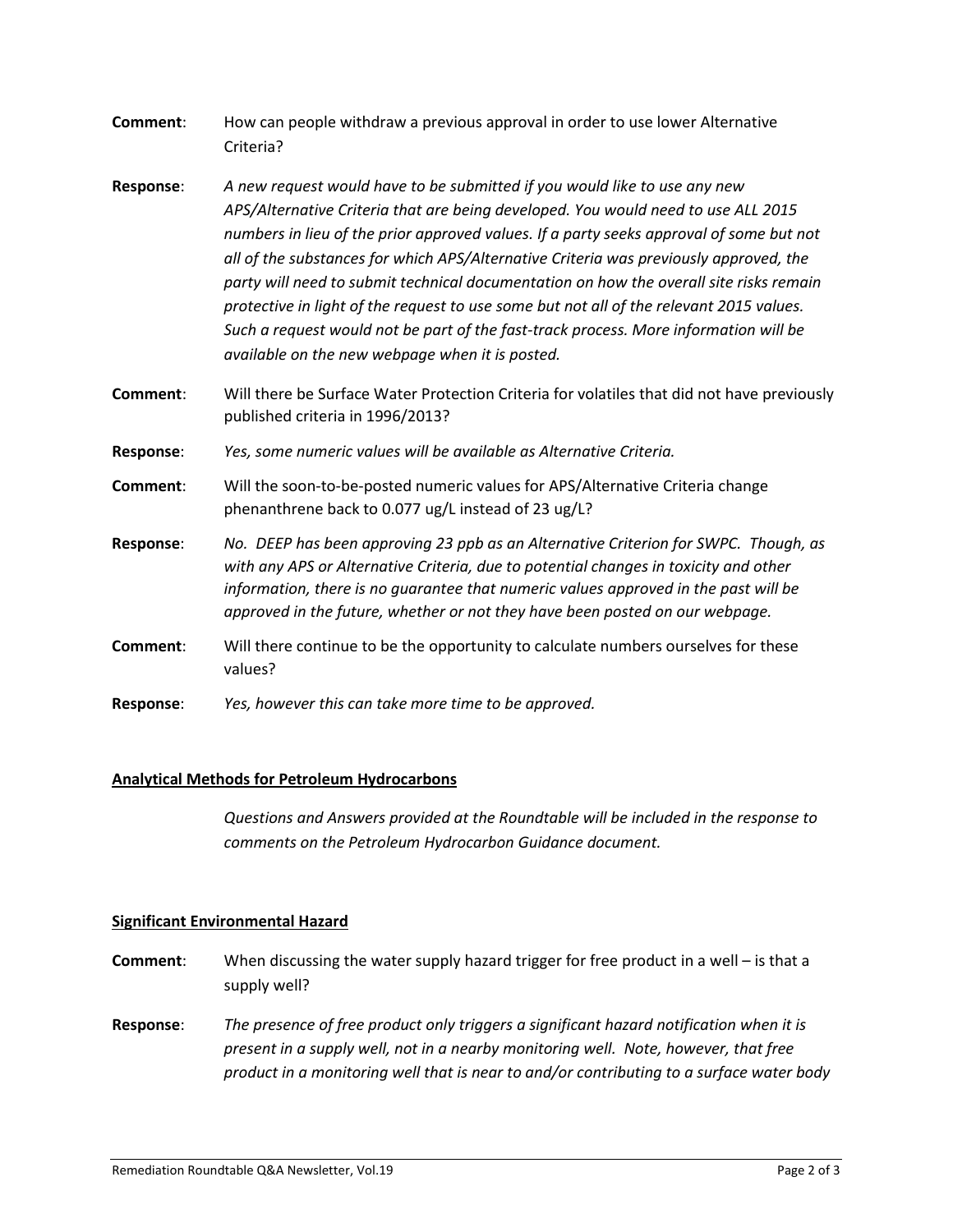**Comment**: How can people withdraw a previous approval in order to use lower Alternative Criteria?

**Response**: *A new request would have to be submitted if you would like to use any new APS/Alternative Criteria that are being developed. You would need to use ALL 2015 numbers in lieu of the prior approved values. If a party seeks approval of some but not all of the substances for which APS/Alternative Criteria was previously approved, the party will need to submit technical documentation on how the overall site risks remain protective in light of the request to use some but not all of the relevant 2015 values. Such a request would not be part of the fast-track process. More information will be available on the new webpage when it is posted.*

**Comment**: Will there be Surface Water Protection Criteria for volatiles that did not have previously published criteria in 1996/2013?

**Response**: *Yes, some numeric values will be available as Alternative Criteria.*

**Comment**: Will the soon-to-be-posted numeric values for APS/Alternative Criteria change phenanthrene back to 0.077 ug/L instead of 23 ug/L?

**Response**: *No. DEEP has been approving 23 ppb as an Alternative Criterion for SWPC. Though, as with any APS or Alternative Criteria, due to potential changes in toxicity and other information, there is no guarantee that numeric values approved in the past will be approved in the future, whether or not they have been posted on our webpage.*

**Comment**: Will there continue to be the opportunity to calculate numbers ourselves for these values?

**Response**: *Yes, however this can take more time to be approved.*

## Analytical Methods for Petroleum Hydrocarbons

*Questions and Answers provided at the Roundtable will be included in the response to comments on the Petroleum Hydrocarbon Guidance document.*

## Significant Environmental Hazard

**Comment**: When discussing the water supply hazard trigger for free product in a well – is that a supply well?

**Response**: *The presence of free product only triggers a significant hazard notification when it is present in a supply well, not in a nearby monitoring well. Note, however, that free product in a monitoring well that is near to and/or contributing to a surface water body*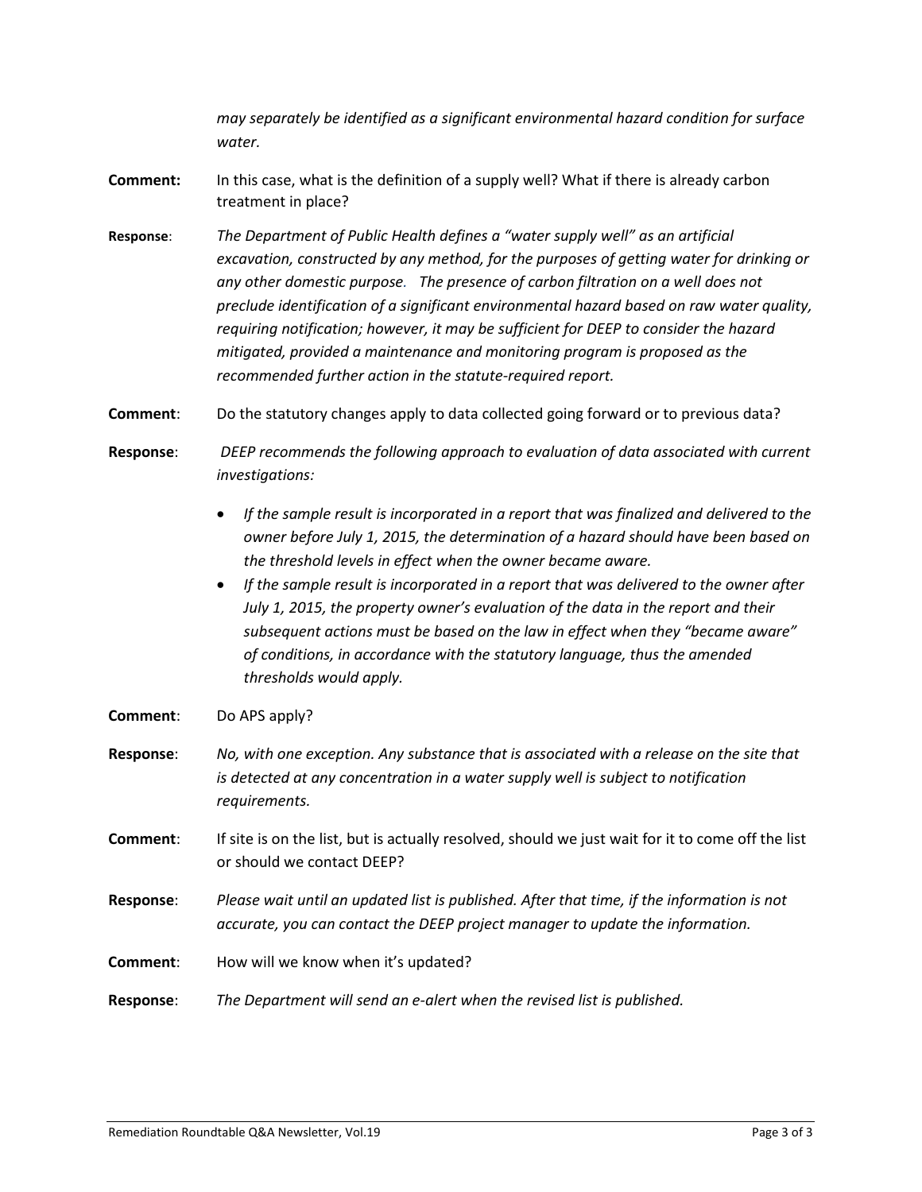*may separately be identified as a significant environmental hazard condition for surface water.*

**Comment:** In this case, what is the definition of a supply well? What if there is already carbon treatment in place?

**Response**: *The Department of Public Health defines a "water supply well" as an artificial excavation, constructed by any method, for the purposes of getting water for drinking or any other domestic purpose. The presence of carbon filtration on a well does not preclude identification of a significant environmental hazard based on raw water quality, requiring notification; however, it may be sufficient for DEEP to consider the hazard mitigated, provided a maintenance and monitoring program is proposed as the recommended further action in the statute-required report.*

**Comment**: Do the statutory changes apply to data collected going forward or to previous data?

**Response**: *DEEP recommends the following approach to evaluation of data associated with current investigations:*

- *If the sample result is incorporated in a report that was finalized and delivered to the owner before July 1, 2015, the determination of a hazard should have been based on the threshold levels in effect when the owner became aware.*
- *If the sample result is incorporated in a report that was delivered to the owner after July 1, 2015, the property owner's evaluation of the data in the report and their subsequent actions must be based on the law in effect when they "became aware" of conditions, in accordance with the statutory language, thus the amended thresholds would apply.*

**Comment**: Do APS apply?

**Response**: *No, with one exception. Any substance that is associated with a release on the site that is detected at any concentration in a water supply well is subject to notification requirements.*

**Comment**: If site is on the list, but is actually resolved, should we just wait for it to come off the list or should we contact DEEP?

**Response**: *Please wait until an updated list is published. After that time, if the information is not accurate, you can contact the DEEP project manager to update the information.*

**Comment**: How will we know when it's updated?

**Response**: *The Department will send an e-alert when the revised list is published.*